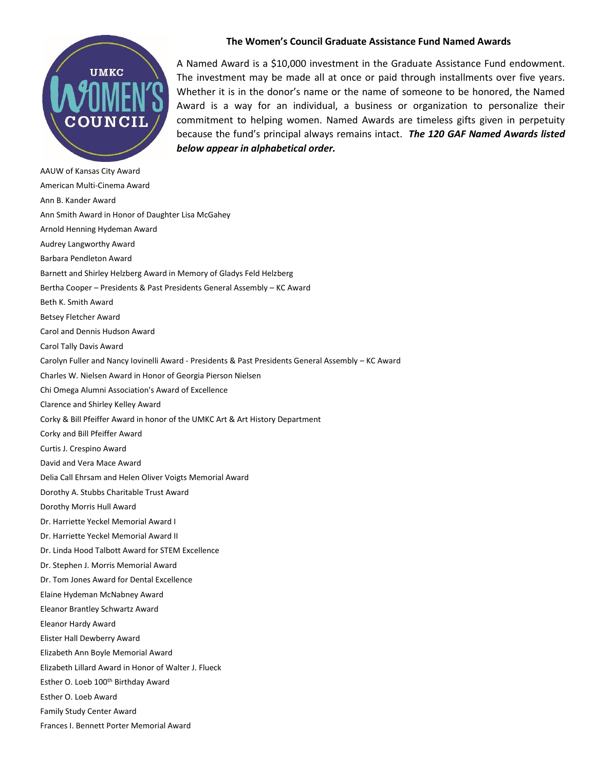## The Women's Council Graduate Assistance Fund Named Awards

A Named Award is a $10,000 investment in the Graduate Assistance Fund endowment. The investment may be made all at once or paid through installments over five years. Whether it is in the donor's name or the name of someone to be honored, the Named Award is a way for an individual, a business or organization to personalize their commitment to helping women. Named Awards are timeless gifts given in perpetuity because the fund's principal always remains intact. ***The 120 GAF Named Awards listed below appear in alphabetical order.***

AAUW of Kansas City Award
American Multi-Cinema Award
Ann B. Kander Award
Ann Smith Award in Honor of Daughter Lisa McGahey
Arnold Henning Hydeman Award
Audrey Langworthy Award
Barbara Pendleton Award
Barnett and Shirley Helzberg Award in Memory of Gladys Feld Helzberg
Bertha Cooper – Presidents & Past Presidents General Assembly – KC Award
Beth K. Smith Award
Betsey Fletcher Award
Carol and Dennis Hudson Award
Carol Tally Davis Award
Carolyn Fuller and Nancy Iovinelli Award - Presidents & Past Presidents General Assembly – KC Award
Charles W. Nielsen Award in Honor of Georgia Pierson Nielsen
Chi Omega Alumni Association's Award of Excellence
Clarence and Shirley Kelley Award
Corky & Bill Pfeiffer Award in honor of the UMKC Art & Art History Department
Corky and Bill Pfeiffer Award
Curtis J. Crespino Award
David and Vera Mace Award
Delia Call Ehrsam and Helen Oliver Voigts Memorial Award
Dorothy A. Stubbs Charitable Trust Award
Dorothy Morris Hull Award
Dr. Harriette Yeckel Memorial Award I
Dr. Harriette Yeckel Memorial Award II
Dr. Linda Hood Talbott Award for STEM Excellence
Dr. Stephen J. Morris Memorial Award
Dr. Tom Jones Award for Dental Excellence
Elaine Hydeman McNabney Award
Eleanor Brantley Schwartz Award
Eleanor Hardy Award
Elister Hall Dewberry Award
Elizabeth Ann Boyle Memorial Award
Elizabeth Lillard Award in Honor of Walter J. Flueck
Esther O. Loeb 100th Birthday Award
Esther O. Loeb Award
Family Study Center Award
Frances I. Bennett Porter Memorial Award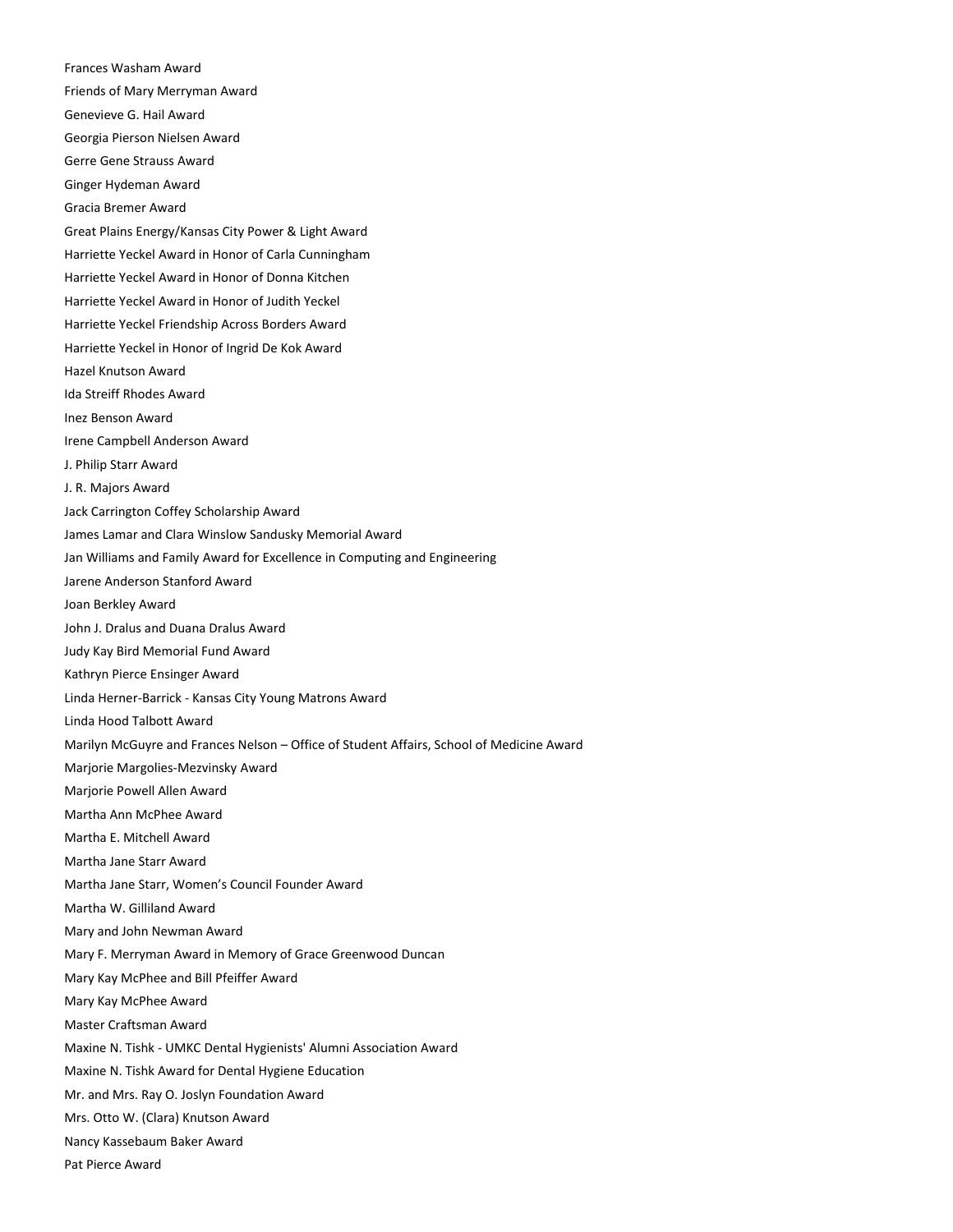Frances Washam Award

Friends of Mary Merryman Award

Genevieve G. Hail Award

Georgia Pierson Nielsen Award

Gerre Gene Strauss Award

Ginger Hydeman Award

Gracia Bremer Award

Great Plains Energy/Kansas City Power & Light Award

Harriette Yeckel Award in Honor of Carla Cunningham

Harriette Yeckel Award in Honor of Donna Kitchen

Harriette Yeckel Award in Honor of Judith Yeckel

Harriette Yeckel Friendship Across Borders Award

Harriette Yeckel in Honor of Ingrid De Kok Award

Hazel Knutson Award

Ida Streiff Rhodes Award

Inez Benson Award

Irene Campbell Anderson Award

J. Philip Starr Award

J. R. Majors Award

Jack Carrington Coffey Scholarship Award

James Lamar and Clara Winslow Sandusky Memorial Award

Jan Williams and Family Award for Excellence in Computing and Engineering

Jarene Anderson Stanford Award

Joan Berkley Award

John J. Dralus and Duana Dralus Award

Judy Kay Bird Memorial Fund Award

Kathryn Pierce Ensinger Award

Linda Herner-Barrick - Kansas City Young Matrons Award

Linda Hood Talbott Award

Marilyn McGuyre and Frances Nelson – Office of Student Affairs, School of Medicine Award

Marjorie Margolies-Mezvinsky Award

Marjorie Powell Allen Award

Martha Ann McPhee Award

Martha E. Mitchell Award

Martha Jane Starr Award

Martha Jane Starr, Women's Council Founder Award

Martha W. Gilliland Award

Mary and John Newman Award

Mary F. Merryman Award in Memory of Grace Greenwood Duncan

Mary Kay McPhee and Bill Pfeiffer Award

Mary Kay McPhee Award

Master Craftsman Award

Maxine N. Tishk - UMKC Dental Hygienists' Alumni Association Award

Maxine N. Tishk Award for Dental Hygiene Education

Mr. and Mrs. Ray O. Joslyn Foundation Award

Mrs. Otto W. (Clara) Knutson Award

Nancy Kassebaum Baker Award

Pat Pierce Award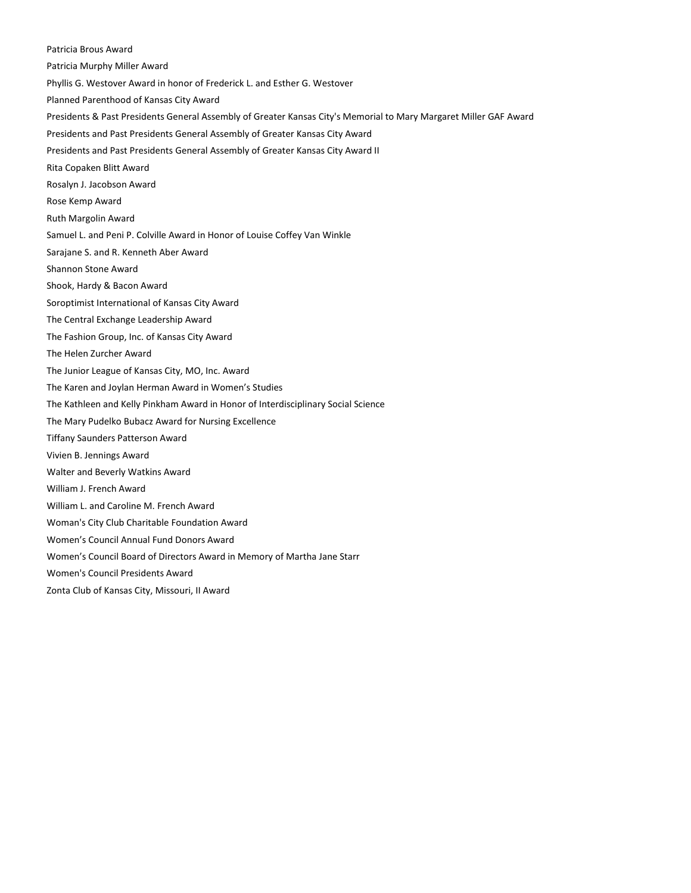Patricia Brous Award

Patricia Murphy Miller Award

Phyllis G. Westover Award in honor of Frederick L. and Esther G. Westover

Planned Parenthood of Kansas City Award

Presidents & Past Presidents General Assembly of Greater Kansas City's Memorial to Mary Margaret Miller GAF Award

Presidents and Past Presidents General Assembly of Greater Kansas City Award

Presidents and Past Presidents General Assembly of Greater Kansas City Award II

Rita Copaken Blitt Award

Rosalyn J. Jacobson Award

Rose Kemp Award

Ruth Margolin Award

Samuel L. and Peni P. Colville Award in Honor of Louise Coffey Van Winkle

Sarajane S. and R. Kenneth Aber Award

Shannon Stone Award

Shook, Hardy & Bacon Award

Soroptimist International of Kansas City Award

The Central Exchange Leadership Award

The Fashion Group, Inc. of Kansas City Award

The Helen Zurcher Award

The Junior League of Kansas City, MO, Inc. Award

The Karen and Joylan Herman Award in Women’s Studies

The Kathleen and Kelly Pinkham Award in Honor of Interdisciplinary Social Science

The Mary Pudelko Bubacz Award for Nursing Excellence

Tiffany Saunders Patterson Award

Vivien B. Jennings Award

Walter and Beverly Watkins Award

William J. French Award

William L. and Caroline M. French Award

Woman's City Club Charitable Foundation Award

Women’s Council Annual Fund Donors Award

Women’s Council Board of Directors Award in Memory of Martha Jane Starr

Women's Council Presidents Award

Zonta Club of Kansas City, Missouri, II Award